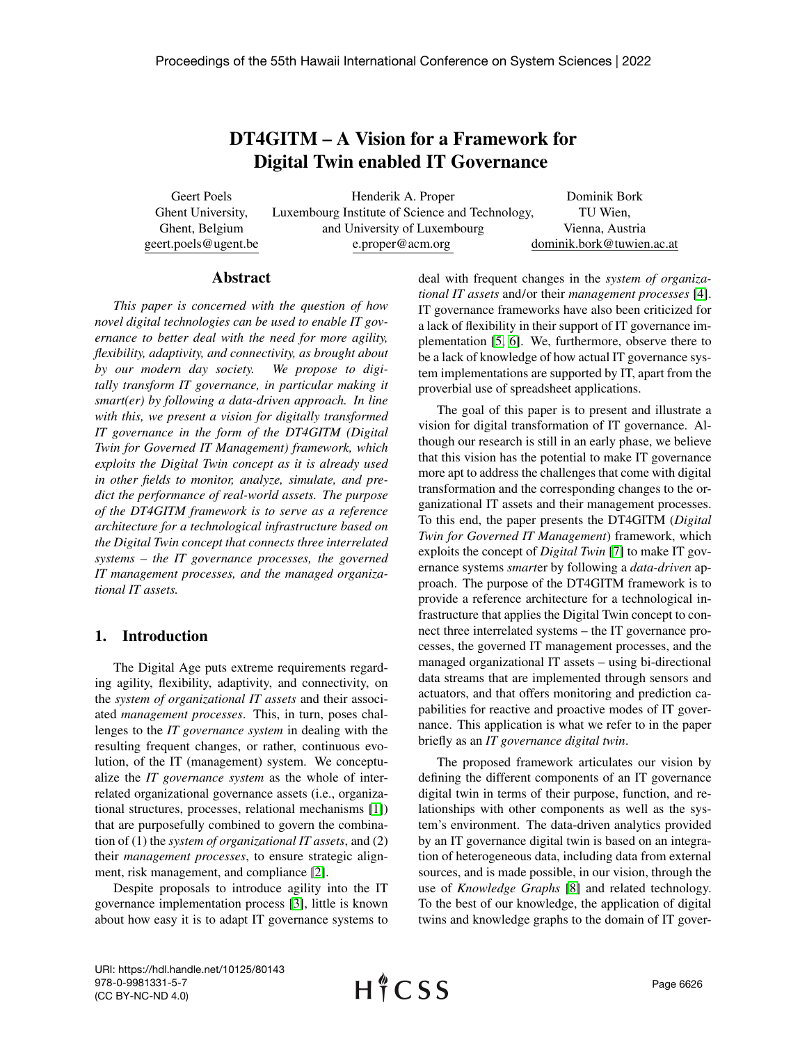# DT4GITM – A Vision for a Framework for Digital Twin enabled IT Governance

Geert Poels
Ghent University,
Ghent, Belgium
geert.poels@ugent.be

Henderik A. Proper
Luxembourg Institute of Science and Technology,
and University of Luxembourg
e.proper@acm.org

Dominik Bork
TU Wien,
Vienna, Austria
dominik.bork@tuwien.ac.at

## Abstract

*This paper is concerned with the question of how novel digital technologies can be used to enable IT governance to better deal with the need for more agility, flexibility, adaptivity, and connectivity, as brought about by our modern day society. We propose to digitally transform IT governance, in particular making it smart(er) by following a data-driven approach. In line with this, we present a vision for digitally transformed IT governance in the form of the DT4GITM (Digital Twin for Governed IT Management) framework, which exploits the Digital Twin concept as it is already used in other fields to monitor, analyze, simulate, and predict the performance of real-world assets. The purpose of the DT4GITM framework is to serve as a reference architecture for a technological infrastructure based on the Digital Twin concept that connects three interrelated systems – the IT governance processes, the governed IT management processes, and the managed organizational IT assets.*

## 1. Introduction

The Digital Age puts extreme requirements regarding agility, flexibility, adaptivity, and connectivity, on the *system of organizational IT assets* and their associated *management processes*. This, in turn, poses challenges to the *IT governance system* in dealing with the resulting frequent changes, or rather, continuous evolution, of the IT (management) system. We conceptualize the *IT governance system* as the whole of interrelated organizational governance assets (i.e., organizational structures, processes, relational mechanisms [1]) that are purposefully combined to govern the combination of (1) the *system of organizational IT assets*, and (2) their *management processes*, to ensure strategic alignment, risk management, and compliance [2].

Despite proposals to introduce agility into the IT governance implementation process [3], little is known about how easy it is to adapt IT governance systems to deal with frequent changes in the *system of organizational IT assets* and/or their *management processes* [4]. IT governance frameworks have also been criticized for a lack of flexibility in their support of IT governance implementation [5, 6]. We, furthermore, observe there to be a lack of knowledge of how actual IT governance system implementations are supported by IT, apart from the proverbial use of spreadsheet applications.

The goal of this paper is to present and illustrate a vision for digital transformation of IT governance. Although our research is still in an early phase, we believe that this vision has the potential to make IT governance more apt to address the challenges that come with digital transformation and the corresponding changes to the organizational IT assets and their management processes. To this end, the paper presents the DT4GITM (*Digital Twin for Governed IT Management*) framework, which exploits the concept of *Digital Twin* [7] to make IT governance systems *smart*er by following a *data-driven* approach. The purpose of the DT4GITM framework is to provide a reference architecture for a technological infrastructure that applies the Digital Twin concept to connect three interrelated systems – the IT governance processes, the governed IT management processes, and the managed organizational IT assets – using bi-directional data streams that are implemented through sensors and actuators, and that offers monitoring and prediction capabilities for reactive and proactive modes of IT governance. This application is what we refer to in the paper briefly as an *IT governance digital twin*.

The proposed framework articulates our vision by defining the different components of an IT governance digital twin in terms of their purpose, function, and relationships with other components as well as the system's environment. The data-driven analytics provided by an IT governance digital twin is based on an integration of heterogeneous data, including data from external sources, and is made possible, in our vision, through the use of *Knowledge Graphs* [8] and related technology. To the best of our knowledge, the application of digital twins and knowledge graphs to the domain of IT gover-

URI: https://hdl.handle.net/10125/80143
978-0-9981331-5-7
(CC BY-NC-ND 4.0)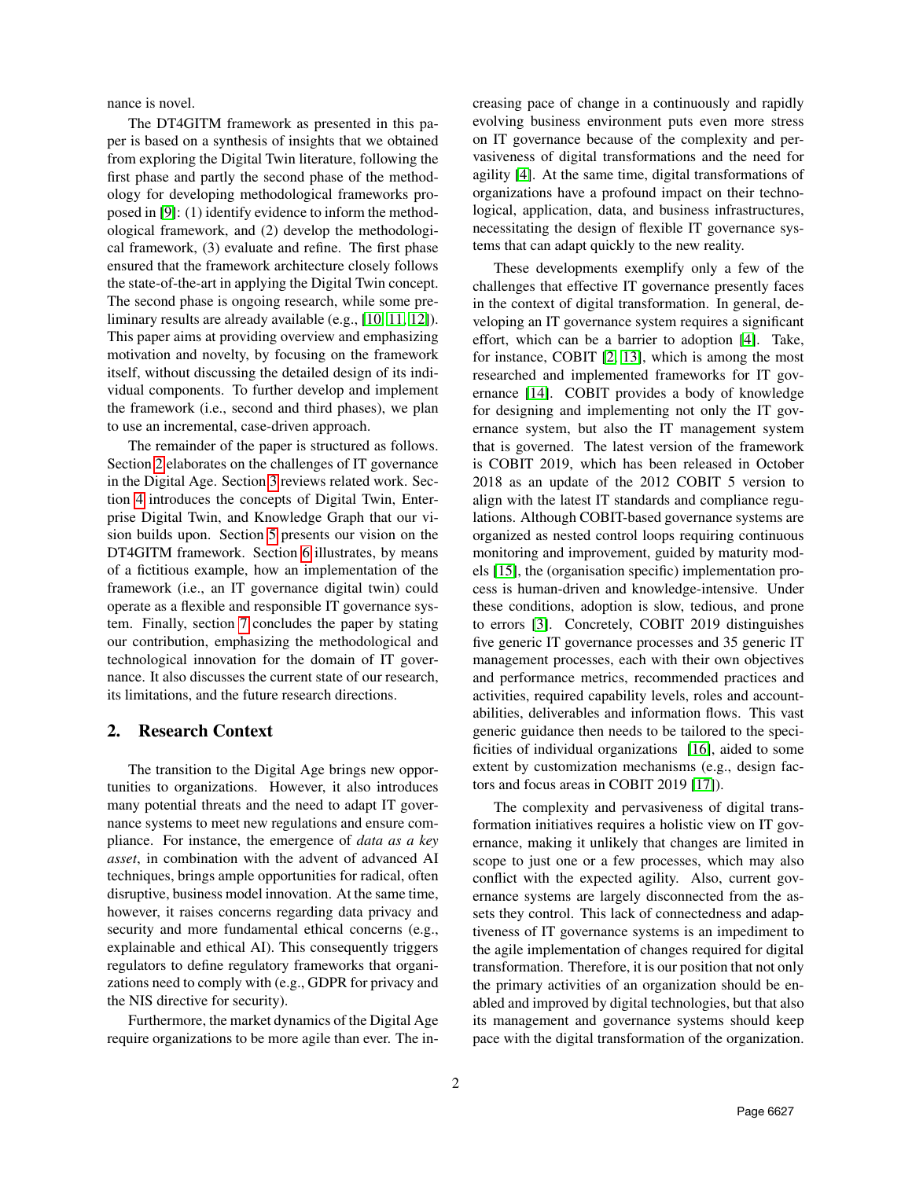nance is novel.

The DT4GITM framework as presented in this paper is based on a synthesis of insights that we obtained from exploring the Digital Twin literature, following the first phase and partly the second phase of the methodology for developing methodological frameworks proposed in [9]: (1) identify evidence to inform the methodological framework, and (2) develop the methodological framework, (3) evaluate and refine. The first phase ensured that the framework architecture closely follows the state-of-the-art in applying the Digital Twin concept. The second phase is ongoing research, while some preliminary results are already available (e.g., [10, 11, 12]). This paper aims at providing overview and emphasizing motivation and novelty, by focusing on the framework itself, without discussing the detailed design of its individual components. To further develop and implement the framework (i.e., second and third phases), we plan to use an incremental, case-driven approach.

The remainder of the paper is structured as follows. Section 2 elaborates on the challenges of IT governance in the Digital Age. Section 3 reviews related work. Section 4 introduces the concepts of Digital Twin, Enterprise Digital Twin, and Knowledge Graph that our vision builds upon. Section 5 presents our vision on the DT4GITM framework. Section 6 illustrates, by means of a fictitious example, how an implementation of the framework (i.e., an IT governance digital twin) could operate as a flexible and responsible IT governance system. Finally, section 7 concludes the paper by stating our contribution, emphasizing the methodological and technological innovation for the domain of IT governance. It also discusses the current state of our research, its limitations, and the future research directions.

## 2. Research Context

The transition to the Digital Age brings new opportunities to organizations. However, it also introduces many potential threats and the need to adapt IT governance systems to meet new regulations and ensure compliance. For instance, the emergence of *data as a key asset*, in combination with the advent of advanced AI techniques, brings ample opportunities for radical, often disruptive, business model innovation. At the same time, however, it raises concerns regarding data privacy and security and more fundamental ethical concerns (e.g., explainable and ethical AI). This consequently triggers regulators to define regulatory frameworks that organizations need to comply with (e.g., GDPR for privacy and the NIS directive for security).

Furthermore, the market dynamics of the Digital Age require organizations to be more agile than ever. The increasing pace of change in a continuously and rapidly evolving business environment puts even more stress on IT governance because of the complexity and pervasiveness of digital transformations and the need for agility [4]. At the same time, digital transformations of organizations have a profound impact on their technological, application, data, and business infrastructures, necessitating the design of flexible IT governance systems that can adapt quickly to the new reality.

These developments exemplify only a few of the challenges that effective IT governance presently faces in the context of digital transformation. In general, developing an IT governance system requires a significant effort, which can be a barrier to adoption [4]. Take, for instance, COBIT [2, 13], which is among the most researched and implemented frameworks for IT governance [14]. COBIT provides a body of knowledge for designing and implementing not only the IT governance system, but also the IT management system that is governed. The latest version of the framework is COBIT 2019, which has been released in October 2018 as an update of the 2012 COBIT 5 version to align with the latest IT standards and compliance regulations. Although COBIT-based governance systems are organized as nested control loops requiring continuous monitoring and improvement, guided by maturity models [15], the (organisation specific) implementation process is human-driven and knowledge-intensive. Under these conditions, adoption is slow, tedious, and prone to errors [3]. Concretely, COBIT 2019 distinguishes five generic IT governance processes and 35 generic IT management processes, each with their own objectives and performance metrics, recommended practices and activities, required capability levels, roles and accountabilities, deliverables and information flows. This vast generic guidance then needs to be tailored to the specificities of individual organizations [16], aided to some extent by customization mechanisms (e.g., design factors and focus areas in COBIT 2019 [17]).

The complexity and pervasiveness of digital transformation initiatives requires a holistic view on IT governance, making it unlikely that changes are limited in scope to just one or a few processes, which may also conflict with the expected agility. Also, current governance systems are largely disconnected from the assets they control. This lack of connectedness and adaptiveness of IT governance systems is an impediment to the agile implementation of changes required for digital transformation. Therefore, it is our position that not only the primary activities of an organization should be enabled and improved by digital technologies, but that also its management and governance systems should keep pace with the digital transformation of the organization.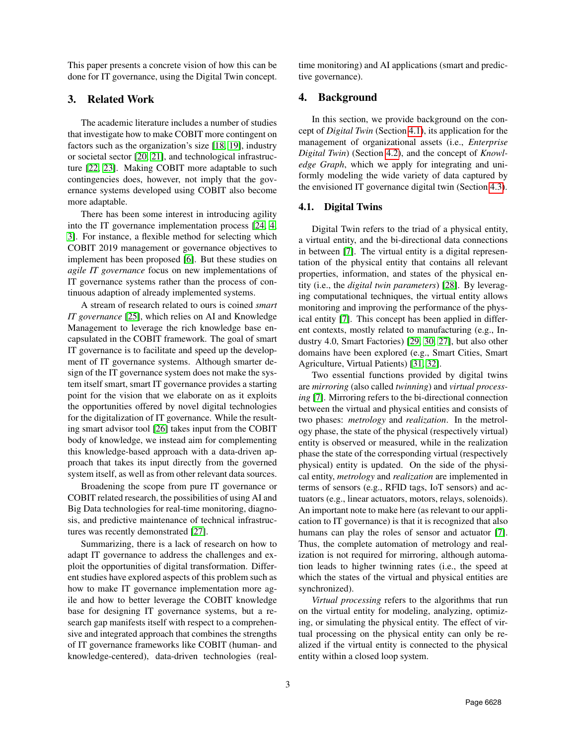This paper presents a concrete vision of how this can be done for IT governance, using the Digital Twin concept.

## 3. Related Work

The academic literature includes a number of studies that investigate how to make COBIT more contingent on factors such as the organization's size [18, 19], industry or societal sector [20, 21], and technological infrastructure [22, 23]. Making COBIT more adaptable to such contingencies does, however, not imply that the governance systems developed using COBIT also become more adaptable.

There has been some interest in introducing agility into the IT governance implementation process [24, 4, 3]. For instance, a flexible method for selecting which COBIT 2019 management or governance objectives to implement has been proposed [6]. But these studies on *agile IT governance* focus on new implementations of IT governance systems rather than the process of continuous adaption of already implemented systems.

A stream of research related to ours is coined *smart IT governance* [25], which relies on AI and Knowledge Management to leverage the rich knowledge base encapsulated in the COBIT framework. The goal of smart IT governance is to facilitate and speed up the development of IT governance systems. Although smarter design of the IT governance system does not make the system itself smart, smart IT governance provides a starting point for the vision that we elaborate on as it exploits the opportunities offered by novel digital technologies for the digitalization of IT governance. While the resulting smart advisor tool [26] takes input from the COBIT body of knowledge, we instead aim for complementing this knowledge-based approach with a data-driven approach that takes its input directly from the governed system itself, as well as from other relevant data sources.

Broadening the scope from pure IT governance or COBIT related research, the possibilities of using AI and Big Data technologies for real-time monitoring, diagnosis, and predictive maintenance of technical infrastructures was recently demonstrated [27].

Summarizing, there is a lack of research on how to adapt IT governance to address the challenges and exploit the opportunities of digital transformation. Different studies have explored aspects of this problem such as how to make IT governance implementation more agile and how to better leverage the COBIT knowledge base for designing IT governance systems, but a research gap manifests itself with respect to a comprehensive and integrated approach that combines the strengths of IT governance frameworks like COBIT (human- and knowledge-centered), data-driven technologies (real-time monitoring) and AI applications (smart and predictive governance).

## 4. Background

In this section, we provide background on the concept of *Digital Twin* (Section 4.1), its application for the management of organizational assets (i.e., *Enterprise Digital Twin*) (Section 4.2), and the concept of *Knowledge Graph*, which we apply for integrating and uniformly modeling the wide variety of data captured by the envisioned IT governance digital twin (Section 4.3).

### 4.1. Digital Twins

Digital Twin refers to the triad of a physical entity, a virtual entity, and the bi-directional data connections in between [7]. The virtual entity is a digital representation of the physical entity that contains all relevant properties, information, and states of the physical entity (i.e., the *digital twin parameters*) [28]. By leveraging computational techniques, the virtual entity allows monitoring and improving the performance of the physical entity [7]. This concept has been applied in different contexts, mostly related to manufacturing (e.g., Industry 4.0, Smart Factories) [29, 30, 27], but also other domains have been explored (e.g., Smart Cities, Smart Agriculture, Virtual Patients) [31, 32].

Two essential functions provided by digital twins are *mirroring* (also called *twinning*) and *virtual processing* [7]. Mirroring refers to the bi-directional connection between the virtual and physical entities and consists of two phases: *metrology* and *realization*. In the metrology phase, the state of the physical (respectively virtual) entity is observed or measured, while in the realization phase the state of the corresponding virtual (respectively physical) entity is updated. On the side of the physical entity, *metrology* and *realization* are implemented in terms of sensors (e.g., RFID tags, IoT sensors) and actuators (e.g., linear actuators, motors, relays, solenoids). An important note to make here (as relevant to our application to IT governance) is that it is recognized that also humans can play the roles of sensor and actuator [7]. Thus, the complete automation of metrology and realization is not required for mirroring, although automation leads to higher twinning rates (i.e., the speed at which the states of the virtual and physical entities are synchronized).

*Virtual processing* refers to the algorithms that run on the virtual entity for modeling, analyzing, optimizing, or simulating the physical entity. The effect of virtual processing on the physical entity can only be realized if the virtual entity is connected to the physical entity within a closed loop system.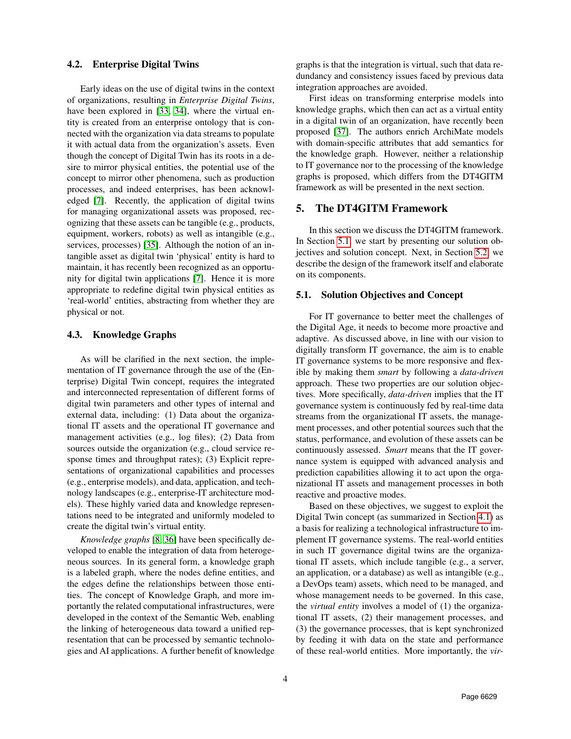### 4.2. Enterprise Digital Twins

Early ideas on the use of digital twins in the context of organizations, resulting in *Enterprise Digital Twins*, have been explored in [33, 34], where the virtual entity is created from an enterprise ontology that is connected with the organization via data streams to populate it with actual data from the organization's assets. Even though the concept of Digital Twin has its roots in a desire to mirror physical entities, the potential use of the concept to mirror other phenomena, such as production processes, and indeed enterprises, has been acknowledged [7]. Recently, the application of digital twins for managing organizational assets was proposed, recognizing that these assets can be tangible (e.g., products, equipment, workers, robots) as well as intangible (e.g., services, processes) [35]. Although the notion of an intangible asset as digital twin 'physical' entity is hard to maintain, it has recently been recognized as an opportunity for digital twin applications [7]. Hence it is more appropriate to redefine digital twin physical entities as 'real-world' entities, abstracting from whether they are physical or not.

### 4.3. Knowledge Graphs

As will be clarified in the next section, the implementation of IT governance through the use of the (Enterprise) Digital Twin concept, requires the integrated and interconnected representation of different forms of digital twin parameters and other types of internal and external data, including: (1) Data about the organizational IT assets and the operational IT governance and management activities (e.g., log files); (2) Data from sources outside the organization (e.g., cloud service response times and throughput rates); (3) Explicit representations of organizational capabilities and processes (e.g., enterprise models), and data, application, and technology landscapes (e.g., enterprise-IT architecture models). These highly varied data and knowledge representations need to be integrated and uniformly modeled to create the digital twin's virtual entity.

*Knowledge graphs* [8, 36] have been specifically developed to enable the integration of data from heterogeneous sources. In its general form, a knowledge graph is a labeled graph, where the nodes define entities, and the edges define the relationships between those entities. The concept of Knowledge Graph, and more importantly the related computational infrastructures, were developed in the context of the Semantic Web, enabling the linking of heterogeneous data toward a unified representation that can be processed by semantic technologies and AI applications. A further benefit of knowledge graphs is that the integration is virtual, such that data redundancy and consistency issues faced by previous data integration approaches are avoided.

First ideas on transforming enterprise models into knowledge graphs, which then can act as a virtual entity in a digital twin of an organization, have recently been proposed [37]. The authors enrich ArchiMate models with domain-specific attributes that add semantics for the knowledge graph. However, neither a relationship to IT governance nor to the processing of the knowledge graphs is proposed, which differs from the DT4GITM framework as will be presented in the next section.

## 5. The DT4GITM Framework

In this section we discuss the DT4GITM framework. In Section 5.1, we start by presenting our solution objectives and solution concept. Next, in Section 5.2, we describe the design of the framework itself and elaborate on its components.

### 5.1. Solution Objectives and Concept

For IT governance to better meet the challenges of the Digital Age, it needs to become more proactive and adaptive. As discussed above, in line with our vision to digitally transform IT governance, the aim is to enable IT governance systems to be more responsive and flexible by making them *smart* by following a *data-driven* approach. These two properties are our solution objectives. More specifically, *data-driven* implies that the IT governance system is continuously fed by real-time data streams from the organizational IT assets, the management processes, and other potential sources such that the status, performance, and evolution of these assets can be continuously assessed. *Smart* means that the IT governance system is equipped with advanced analysis and prediction capabilities allowing it to act upon the organizational IT assets and management processes in both reactive and proactive modes.

Based on these objectives, we suggest to exploit the Digital Twin concept (as summarized in Section 4.1) as a basis for realizing a technological infrastructure to implement IT governance systems. The real-world entities in such IT governance digital twins are the organizational IT assets, which include tangible (e.g., a server, an application, or a database) as well as intangible (e.g., a DevOps team) assets, which need to be managed, and whose management needs to be governed. In this case, the *virtual entity* involves a model of (1) the organizational IT assets, (2) their management processes, and (3) the governance processes, that is kept synchronized by feeding it with data on the state and performance of these real-world entities. More importantly, the *vir-*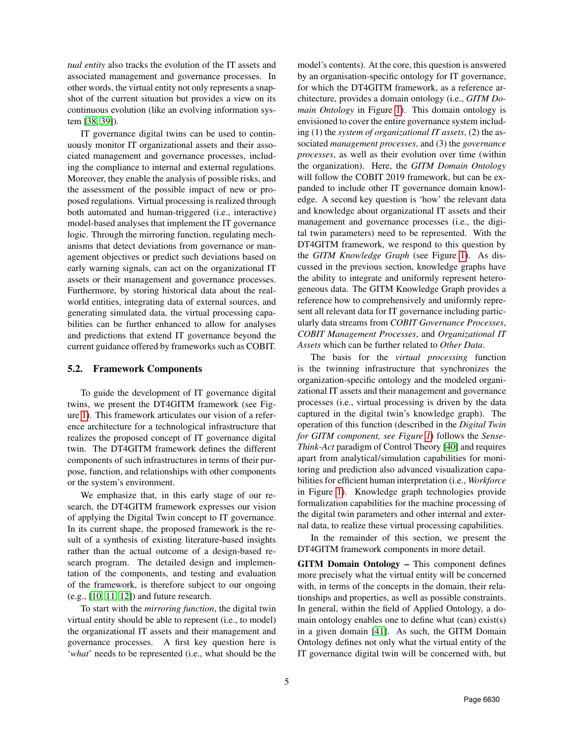*tual entity* also tracks the evolution of the IT assets and associated management and governance processes. In other words, the virtual entity not only represents a snapshot of the current situation but provides a view on its continuous evolution (like an evolving information system [38, 39]).

IT governance digital twins can be used to continuously monitor IT organizational assets and their associated management and governance processes, including the compliance to internal and external regulations. Moreover, they enable the analysis of possible risks, and the assessment of the possible impact of new or proposed regulations. Virtual processing is realized through both automated and human-triggered (i.e., interactive) model-based analyses that implement the IT governance logic. Through the mirroring function, regulating mechanisms that detect deviations from governance or management objectives or predict such deviations based on early warning signals, can act on the organizational IT assets or their management and governance processes. Furthermore, by storing historical data about the real-world entities, integrating data of external sources, and generating simulated data, the virtual processing capabilities can be further enhanced to allow for analyses and predictions that extend IT governance beyond the current guidance offered by frameworks such as COBIT.

## 5.2. Framework Components

To guide the development of IT governance digital twins, we present the DT4GITM framework (see Figure 1). This framework articulates our vision of a reference architecture for a technological infrastructure that realizes the proposed concept of IT governance digital twin. The DT4GITM framework defines the different components of such infrastructures in terms of their purpose, function, and relationships with other components or the system's environment.

We emphasize that, in this early stage of our research, the DT4GITM framework expresses our vision of applying the Digital Twin concept to IT governance. In its current shape, the proposed framework is the result of a synthesis of existing literature-based insights rather than the actual outcome of a design-based research program. The detailed design and implementation of the components, and testing and evaluation of the framework, is therefore subject to our ongoing (e.g., [10, 11, 12]) and future research.

To start with the *mirroring function*, the digital twin virtual entity should be able to represent (i.e., to model) the organizational IT assets and their management and governance processes. A first key question here is '*what*' needs to be represented (i.e., what should be the model's contents). At the core, this question is answered by an organisation-specific ontology for IT governance, for which the DT4GITM framework, as a reference architecture, provides a domain ontology (i.e., *GITM Domain Ontology* in Figure 1). This domain ontology is envisioned to cover the entire governance system including (1) the *system of organizational IT assets*, (2) the associated *management processes*, and (3) the *governance processes*, as well as their evolution over time (within the organization). Here, the *GITM Domain Ontology* will follow the COBIT 2019 framework, but can be expanded to include other IT governance domain knowledge. A second key question is 'how' the relevant data and knowledge about organizational IT assets and their management and governance processes (i.e., the digital twin parameters) need to be represented. With the DT4GITM framework, we respond to this question by the *GITM Knowledge Graph* (see Figure 1). As discussed in the previous section, knowledge graphs have the ability to integrate and uniformly represent heterogeneous data. The GITM Knowledge Graph provides a reference how to comprehensively and uniformly represent all relevant data for IT governance including particularly data streams from *COBIT Governance Processes*, *COBIT Management Processes*, and *Organizational IT Assets* which can be further related to *Other Data*.

The basis for the *virtual processing* function is the twinning infrastructure that synchronizes the organization-specific ontology and the modeled organizational IT assets and their management and governance processes (i.e., virtual processing is driven by the data captured in the digital twin's knowledge graph). The operation of this function (described in the *Digital Twin for GITM component, see Figure 1*) follows the *Sense-Think-Act* paradigm of Control Theory [40] and requires apart from analytical/simulation capabilities for monitoring and prediction also advanced visualization capabilities for efficient human interpretation (i.e., *Workforce* in Figure 1). Knowledge graph technologies provide formalization capabilities for the machine processing of the digital twin parameters and other internal and external data, to realize these virtual processing capabilities.

In the remainder of this section, we present the DT4GITM framework components in more detail.

**GITM Domain Ontology –** This component defines more precisely what the virtual entity will be concerned with, in terms of the concepts in the domain, their relationships and properties, as well as possible constraints. In general, within the field of Applied Ontology, a domain ontology enables one to define what (can) exist(s) in a given domain [41]. As such, the GITM Domain Ontology defines not only what the virtual entity of the IT governance digital twin will be concerned with, but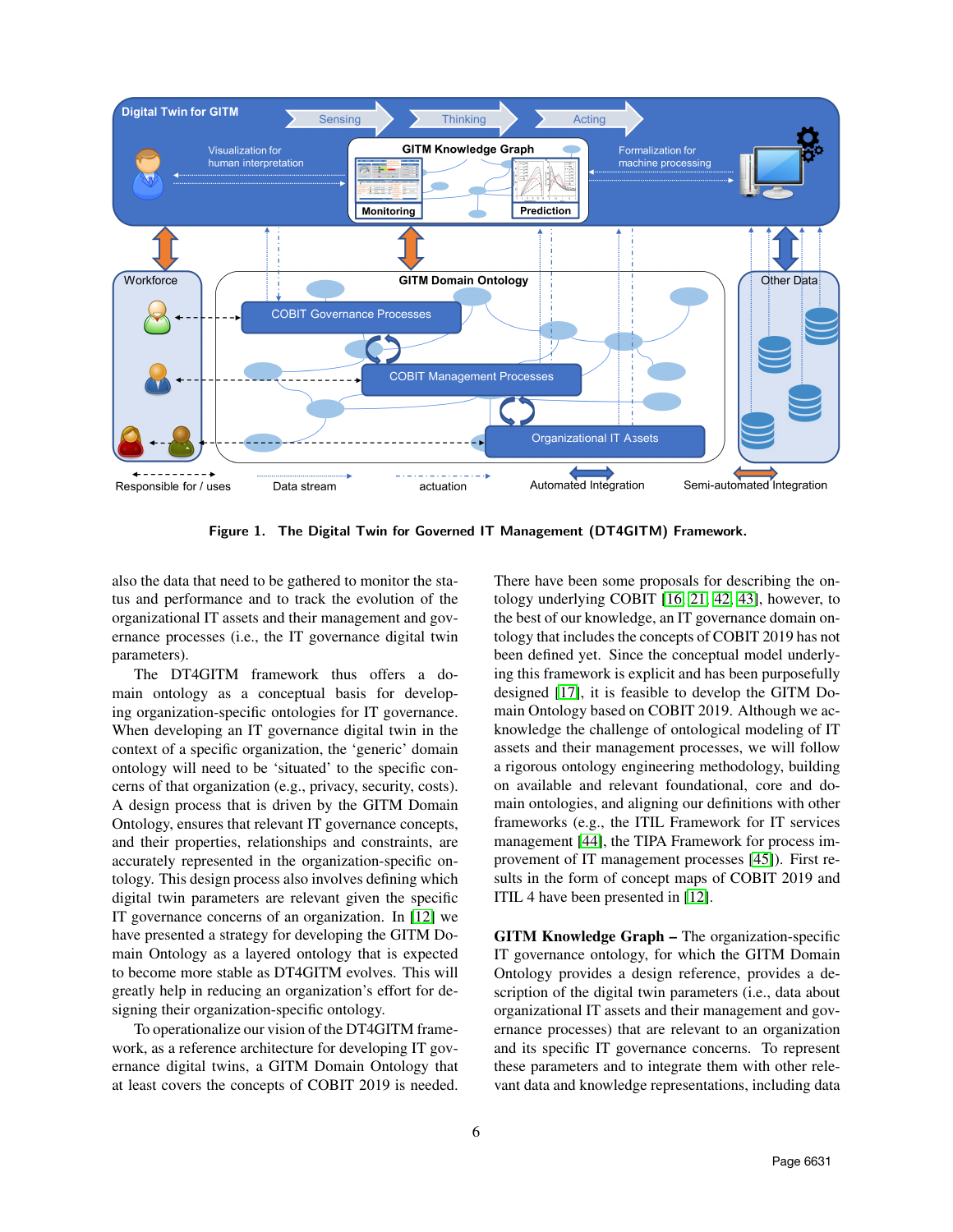Figure 1. The Digital Twin for Governed IT Management (DT4GITM) Framework.

also the data that need to be gathered to monitor the status and performance and to track the evolution of the organizational IT assets and their management and governance processes (i.e., the IT governance digital twin parameters).

The DT4GITM framework thus offers a domain ontology as a conceptual basis for developing organization-specific ontologies for IT governance. When developing an IT governance digital twin in the context of a specific organization, the 'generic' domain ontology will need to be 'situated' to the specific concerns of that organization (e.g., privacy, security, costs). A design process that is driven by the GITM Domain Ontology, ensures that relevant IT governance concepts, and their properties, relationships and constraints, are accurately represented in the organization-specific ontology. This design process also involves defining which digital twin parameters are relevant given the specific IT governance concerns of an organization. In [12] we have presented a strategy for developing the GITM Domain Ontology as a layered ontology that is expected to become more stable as DT4GITM evolves. This will greatly help in reducing an organization's effort for designing their organization-specific ontology.

To operationalize our vision of the DT4GITM framework, as a reference architecture for developing IT governance digital twins, a GITM Domain Ontology that at least covers the concepts of COBIT 2019 is needed. There have been some proposals for describing the ontology underlying COBIT [16, 21, 42, 43], however, to the best of our knowledge, an IT governance domain ontology that includes the concepts of COBIT 2019 has not been defined yet. Since the conceptual model underlying this framework is explicit and has been purposefully designed [17], it is feasible to develop the GITM Domain Ontology based on COBIT 2019. Although we acknowledge the challenge of ontological modeling of IT assets and their management processes, we will follow a rigorous ontology engineering methodology, building on available and relevant foundational, core and domain ontologies, and aligning our definitions with other frameworks (e.g., the ITIL Framework for IT services management [44], the TIPA Framework for process improvement of IT management processes [45]). First results in the form of concept maps of COBIT 2019 and ITIL 4 have been presented in [12].

**GITM Knowledge Graph –** The organization-specific IT governance ontology, for which the GITM Domain Ontology provides a design reference, provides a description of the digital twin parameters (i.e., data about organizational IT assets and their management and governance processes) that are relevant to an organization and its specific IT governance concerns. To represent these parameters and to integrate them with other relevant data and knowledge representations, including data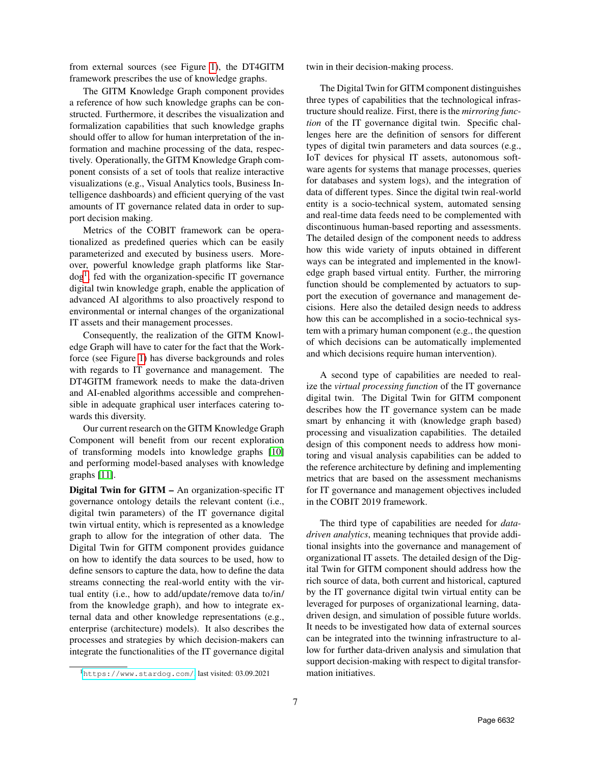from external sources (see Figure 1), the DT4GITM framework prescribes the use of knowledge graphs.

The GITM Knowledge Graph component provides a reference of how such knowledge graphs can be constructed. Furthermore, it describes the visualization and formalization capabilities that such knowledge graphs should offer to allow for human interpretation of the information and machine processing of the data, respectively. Operationally, the GITM Knowledge Graph component consists of a set of tools that realize interactive visualizations (e.g., Visual Analytics tools, Business Intelligence dashboards) and efficient querying of the vast amounts of IT governance related data in order to support decision making.

Metrics of the COBIT framework can be operationalized as predefined queries which can be easily parameterized and executed by business users. Moreover, powerful knowledge graph platforms like Stardog[1], fed with the organization-specific IT governance digital twin knowledge graph, enable the application of advanced AI algorithms to also proactively respond to environmental or internal changes of the organizational IT assets and their management processes.

Consequently, the realization of the GITM Knowledge Graph will have to cater for the fact that the Workforce (see Figure 1) has diverse backgrounds and roles with regards to IT governance and management. The DT4GITM framework needs to make the data-driven and AI-enabled algorithms accessible and comprehensible in adequate graphical user interfaces catering towards this diversity.

Our current research on the GITM Knowledge Graph Component will benefit from our recent exploration of transforming models into knowledge graphs [10] and performing model-based analyses with knowledge graphs [11].

**Digital Twin for GITM –** An organization-specific IT governance ontology details the relevant content (i.e., digital twin parameters) of the IT governance digital twin virtual entity, which is represented as a knowledge graph to allow for the integration of other data. The Digital Twin for GITM component provides guidance on how to identify the data sources to be used, how to define sensors to capture the data, how to define the data streams connecting the real-world entity with the virtual entity (i.e., how to add/update/remove data to/in/from the knowledge graph), and how to integrate external data and other knowledge representations (e.g., enterprise (architecture) models). It also describes the processes and strategies by which decision-makers can integrate the functionalities of the IT governance digital twin in their decision-making process.

The Digital Twin for GITM component distinguishes three types of capabilities that the technological infrastructure should realize. First, there is the *mirroring function* of the IT governance digital twin. Specific challenges here are the definition of sensors for different types of digital twin parameters and data sources (e.g., IoT devices for physical IT assets, autonomous software agents for systems that manage processes, queries for databases and system logs), and the integration of data of different types. Since the digital twin real-world entity is a socio-technical system, automated sensing and real-time data feeds need to be complemented with discontinuous human-based reporting and assessments. The detailed design of the component needs to address how this wide variety of inputs obtained in different ways can be integrated and implemented in the knowledge graph based virtual entity. Further, the mirroring function should be complemented by actuators to support the execution of governance and management decisions. Here also the detailed design needs to address how this can be accomplished in a socio-technical system with a primary human component (e.g., the question of which decisions can be automatically implemented and which decisions require human intervention).

A second type of capabilities are needed to realize the *virtual processing function* of the IT governance digital twin. The Digital Twin for GITM component describes how the IT governance system can be made smart by enhancing it with (knowledge graph based) processing and visualization capabilities. The detailed design of this component needs to address how monitoring and visual analysis capabilities can be added to the reference architecture by defining and implementing metrics that are based on the assessment mechanisms for IT governance and management objectives included in the COBIT 2019 framework.

The third type of capabilities are needed for *data-driven analytics*, meaning techniques that provide additional insights into the governance and management of organizational IT assets. The detailed design of the Digital Twin for GITM component should address how the rich source of data, both current and historical, captured by the IT governance digital twin virtual entity can be leveraged for purposes of organizational learning, data-driven design, and simulation of possible future worlds. It needs to be investigated how data of external sources can be integrated into the twinning infrastructure to allow for further data-driven analysis and simulation that support decision-making with respect to digital transformation initiatives.

[1] https://www.stardog.com/, last visited: 03.09.2021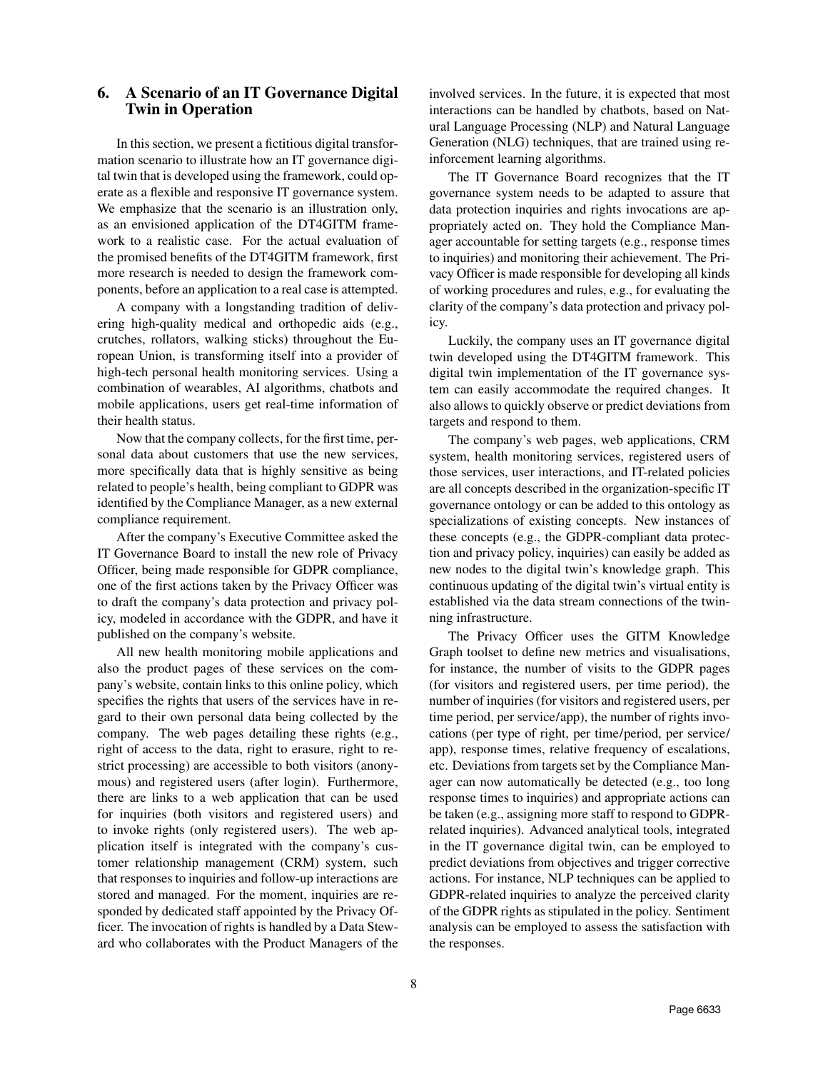## 6. A Scenario of an IT Governance Digital Twin in Operation

In this section, we present a fictitious digital transformation scenario to illustrate how an IT governance digital twin that is developed using the framework, could operate as a flexible and responsive IT governance system. We emphasize that the scenario is an illustration only, as an envisioned application of the DT4GITM framework to a realistic case. For the actual evaluation of the promised benefits of the DT4GITM framework, first more research is needed to design the framework components, before an application to a real case is attempted.

A company with a longstanding tradition of delivering high-quality medical and orthopedic aids (e.g., crutches, rollators, walking sticks) throughout the European Union, is transforming itself into a provider of high-tech personal health monitoring services. Using a combination of wearables, AI algorithms, chatbots and mobile applications, users get real-time information of their health status.

Now that the company collects, for the first time, personal data about customers that use the new services, more specifically data that is highly sensitive as being related to people's health, being compliant to GDPR was identified by the Compliance Manager, as a new external compliance requirement.

After the company's Executive Committee asked the IT Governance Board to install the new role of Privacy Officer, being made responsible for GDPR compliance, one of the first actions taken by the Privacy Officer was to draft the company's data protection and privacy policy, modeled in accordance with the GDPR, and have it published on the company's website.

All new health monitoring mobile applications and also the product pages of these services on the company's website, contain links to this online policy, which specifies the rights that users of the services have in regard to their own personal data being collected by the company. The web pages detailing these rights (e.g., right of access to the data, right to erasure, right to restrict processing) are accessible to both visitors (anonymous) and registered users (after login). Furthermore, there are links to a web application that can be used for inquiries (both visitors and registered users) and to invoke rights (only registered users). The web application itself is integrated with the company's customer relationship management (CRM) system, such that responses to inquiries and follow-up interactions are stored and managed. For the moment, inquiries are responded by dedicated staff appointed by the Privacy Officer. The invocation of rights is handled by a Data Steward who collaborates with the Product Managers of the involved services. In the future, it is expected that most interactions can be handled by chatbots, based on Natural Language Processing (NLP) and Natural Language Generation (NLG) techniques, that are trained using reinforcement learning algorithms.

The IT Governance Board recognizes that the IT governance system needs to be adapted to assure that data protection inquiries and rights invocations are appropriately acted on. They hold the Compliance Manager accountable for setting targets (e.g., response times to inquiries) and monitoring their achievement. The Privacy Officer is made responsible for developing all kinds of working procedures and rules, e.g., for evaluating the clarity of the company's data protection and privacy policy.

Luckily, the company uses an IT governance digital twin developed using the DT4GITM framework. This digital twin implementation of the IT governance system can easily accommodate the required changes. It also allows to quickly observe or predict deviations from targets and respond to them.

The company's web pages, web applications, CRM system, health monitoring services, registered users of those services, user interactions, and IT-related policies are all concepts described in the organization-specific IT governance ontology or can be added to this ontology as specializations of existing concepts. New instances of these concepts (e.g., the GDPR-compliant data protection and privacy policy, inquiries) can easily be added as new nodes to the digital twin's knowledge graph. This continuous updating of the digital twin's virtual entity is established via the data stream connections of the twinning infrastructure.

The Privacy Officer uses the GITM Knowledge Graph toolset to define new metrics and visualisations, for instance, the number of visits to the GDPR pages (for visitors and registered users, per time period), the number of inquiries (for visitors and registered users, per time period, per service/app), the number of rights invocations (per type of right, per time/period, per service/app), response times, relative frequency of escalations, etc. Deviations from targets set by the Compliance Manager can now automatically be detected (e.g., too long response times to inquiries) and appropriate actions can be taken (e.g., assigning more staff to respond to GDPR-related inquiries). Advanced analytical tools, integrated in the IT governance digital twin, can be employed to predict deviations from objectives and trigger corrective actions. For instance, NLP techniques can be applied to GDPR-related inquiries to analyze the perceived clarity of the GDPR rights as stipulated in the policy. Sentiment analysis can be employed to assess the satisfaction with the responses.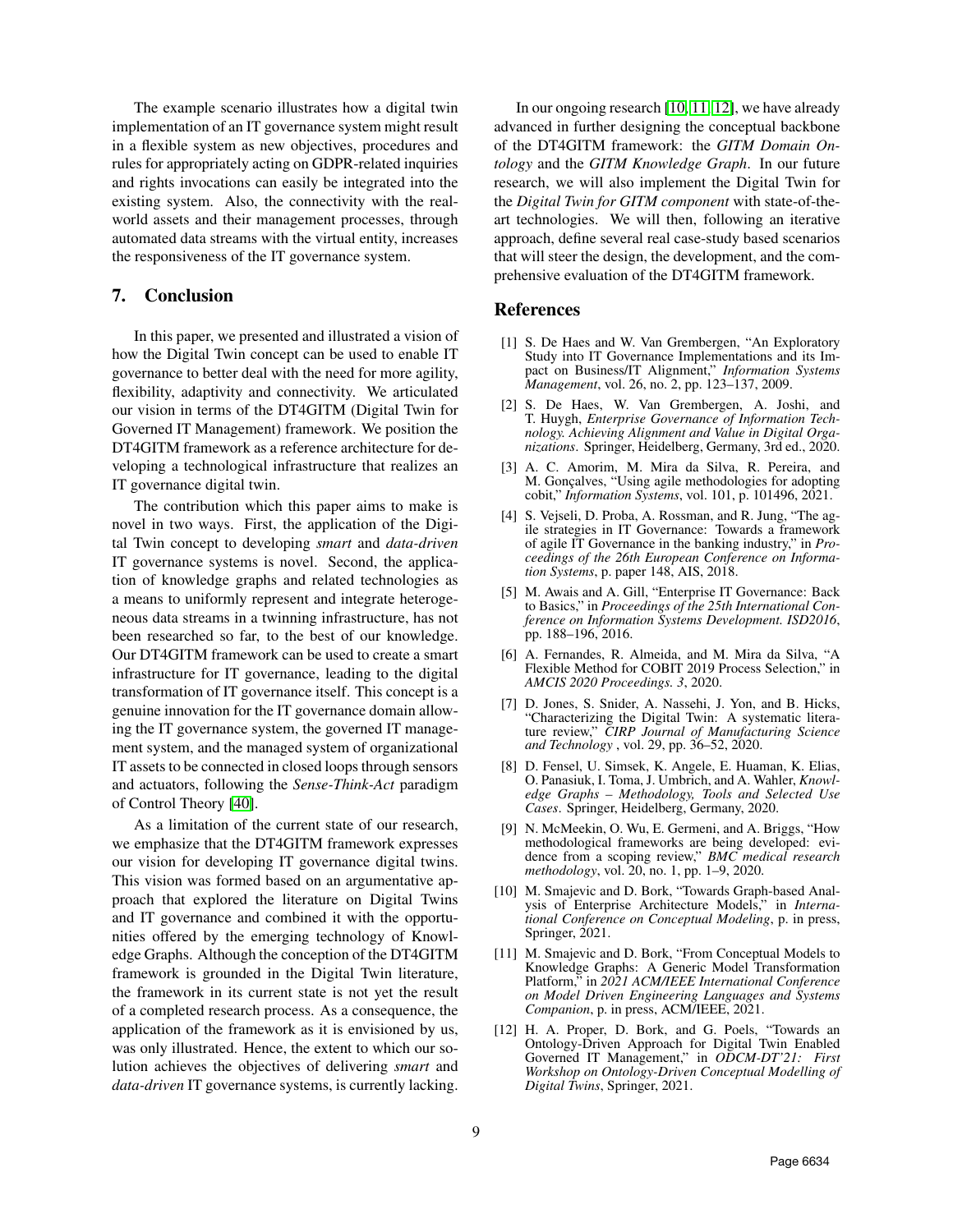The example scenario illustrates how a digital twin implementation of an IT governance system might result in a flexible system as new objectives, procedures and rules for appropriately acting on GDPR-related inquiries and rights invocations can easily be integrated into the existing system. Also, the connectivity with the real-world assets and their management processes, through automated data streams with the virtual entity, increases the responsiveness of the IT governance system.

## 7. Conclusion

In this paper, we presented and illustrated a vision of how the Digital Twin concept can be used to enable IT governance to better deal with the need for more agility, flexibility, adaptivity and connectivity. We articulated our vision in terms of the DT4GITM (Digital Twin for Governed IT Management) framework. We position the DT4GITM framework as a reference architecture for developing a technological infrastructure that realizes an IT governance digital twin.

The contribution which this paper aims to make is novel in two ways. First, the application of the Digital Twin concept to developing *smart* and *data-driven* IT governance systems is novel. Second, the application of knowledge graphs and related technologies as a means to uniformly represent and integrate heterogeneous data streams in a twinning infrastructure, has not been researched so far, to the best of our knowledge. Our DT4GITM framework can be used to create a smart infrastructure for IT governance, leading to the digital transformation of IT governance itself. This concept is a genuine innovation for the IT governance domain allowing the IT governance system, the governed IT management system, and the managed system of organizational IT assets to be connected in closed loops through sensors and actuators, following the *Sense-Think-Act* paradigm of Control Theory [40].

As a limitation of the current state of our research, we emphasize that the DT4GITM framework expresses our vision for developing IT governance digital twins. This vision was formed based on an argumentative approach that explored the literature on Digital Twins and IT governance and combined it with the opportunities offered by the emerging technology of Knowledge Graphs. Although the conception of the DT4GITM framework is grounded in the Digital Twin literature, the framework in its current state is not yet the result of a completed research process. As a consequence, the application of the framework as it is envisioned by us, was only illustrated. Hence, the extent to which our solution achieves the objectives of delivering *smart* and *data-driven* IT governance systems, is currently lacking.

In our ongoing research [10, 11, 12], we have already advanced in further designing the conceptual backbone of the DT4GITM framework: the *GITM Domain Ontology* and the *GITM Knowledge Graph*. In our future research, we will also implement the Digital Twin for the *Digital Twin for GITM component* with state-of-the-art technologies. We will then, following an iterative approach, define several real case-study based scenarios that will steer the design, the development, and the comprehensive evaluation of the DT4GITM framework.

## References

[1] S. De Haes and W. Van Grembergen, "An Exploratory Study into IT Governance Implementations and its Impact on Business/IT Alignment," *Information Systems Management*, vol. 26, no. 2, pp. 123–137, 2009.

[2] S. De Haes, W. Van Grembergen, A. Joshi, and T. Huygh, *Enterprise Governance of Information Technology. Achieving Alignment and Value in Digital Organizations*. Springer, Heidelberg, Germany, 3rd ed., 2020.

[3] A. C. Amorim, M. Mira da Silva, R. Pereira, and M. Gonçalves, "Using agile methodologies for adopting cobit," *Information Systems*, vol. 101, p. 101496, 2021.

[4] S. Vejseli, D. Proba, A. Rossman, and R. Jung, "The agile strategies in IT Governance: Towards a framework of agile IT Governance in the banking industry," in *Proceedings of the 26th European Conference on Information Systems*, p. paper 148, AIS, 2018.

[5] M. Awais and A. Gill, "Enterprise IT Governance: Back to Basics," in *Proceedings of the 25th International Conference on Information Systems Development. ISD2016*, pp. 188–196, 2016.

[6] A. Fernandes, R. Almeida, and M. Mira da Silva, "A Flexible Method for COBIT 2019 Process Selection," in *AMCIS 2020 Proceedings. 3*, 2020.

[7] D. Jones, S. Snider, A. Nassehi, J. Yon, and B. Hicks, "Characterizing the Digital Twin: A systematic literature review," *CIRP Journal of Manufacturing Science and Technology* , vol. 29, pp. 36–52, 2020.

[8] D. Fensel, U. Simsek, K. Angele, E. Huaman, K. Elias, O. Panasiuk, I. Toma, J. Umbrich, and A. Wahler, *Knowledge Graphs – Methodology, Tools and Selected Use Cases*. Springer, Heidelberg, Germany, 2020.

[9] N. McMeekin, O. Wu, E. Germeni, and A. Briggs, "How methodological frameworks are being developed: evidence from a scoping review," *BMC medical research methodology*, vol. 20, no. 1, pp. 1–9, 2020.

[10] M. Smajevic and D. Bork, "Towards Graph-based Analysis of Enterprise Architecture Models," in *International Conference on Conceptual Modeling*, p. in press, Springer, 2021.

[11] M. Smajevic and D. Bork, "From Conceptual Models to Knowledge Graphs: A Generic Model Transformation Platform," in *2021 ACM/IEEE International Conference on Model Driven Engineering Languages and Systems Companion*, p. in press, ACM/IEEE, 2021.

[12] H. A. Proper, D. Bork, and G. Poels, "Towards an Ontology-Driven Approach for Digital Twin Enabled Governed IT Management," in *ODCM-DT'21: First Workshop on Ontology-Driven Conceptual Modelling of Digital Twins*, Springer, 2021.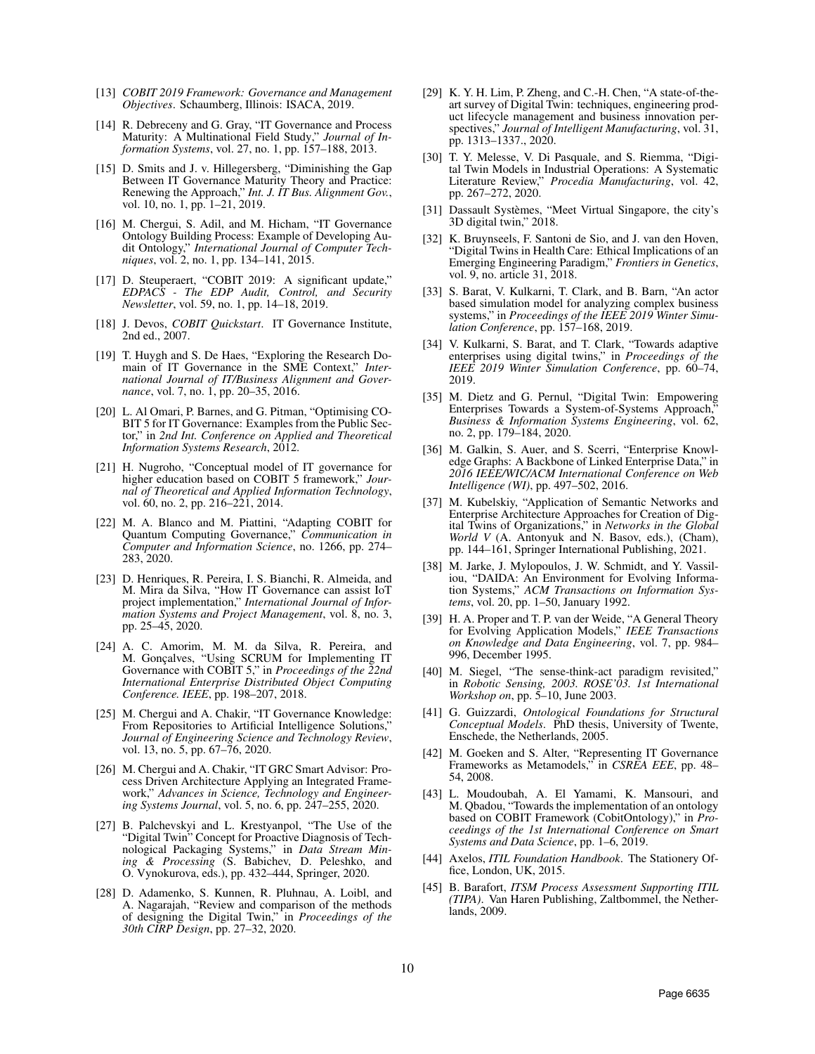[13] *COBIT 2019 Framework: Governance and Management Objectives*. Schaumberg, Illinois: ISACA, 2019.

[14] R. Debreceny and G. Gray, "IT Governance and Process Maturity: A Multinational Field Study," *Journal of Information Systems*, vol. 27, no. 1, pp. 157–188, 2013.

[15] D. Smits and J. v. Hillegersberg, "Diminishing the Gap Between IT Governance Maturity Theory and Practice: Renewing the Approach," *Int. J. IT Bus. Alignment Gov.*, vol. 10, no. 1, pp. 1–21, 2019.

[16] M. Chergui, S. Adil, and M. Hicham, "IT Governance Ontology Building Process: Example of Developing Audit Ontology," *International Journal of Computer Techniques*, vol. 2, no. 1, pp. 134–141, 2015.

[17] D. Steuperaert, "COBIT 2019: A significant update," *EDPACS - The EDP Audit, Control, and Security Newsletter*, vol. 59, no. 1, pp. 14–18, 2019.

[18] J. Devos, *COBIT Quickstart*. IT Governance Institute, 2nd ed., 2007.

[19] T. Huygh and S. De Haes, "Exploring the Research Domain of IT Governance in the SME Context," *International Journal of IT/Business Alignment and Governance*, vol. 7, no. 1, pp. 20–35, 2016.

[20] L. Al Omari, P. Barnes, and G. Pitman, "Optimising COBIT 5 for IT Governance: Examples from the Public Sector," in *2nd Int. Conference on Applied and Theoretical Information Systems Research*, 2012.

[21] H. Nugroho, "Conceptual model of IT governance for higher education based on COBIT 5 framework," *Journal of Theoretical and Applied Information Technology*, vol. 60, no. 2, pp. 216–221, 2014.

[22] M. A. Blanco and M. Piattini, "Adapting COBIT for Quantum Computing Governance," *Communication in Computer and Information Science*, no. 1266, pp. 274–283, 2020.

[23] D. Henriques, R. Pereira, I. S. Bianchi, R. Almeida, and M. Mira da Silva, "How IT Governance can assist IoT project implementation," *International Journal of Information Systems and Project Management*, vol. 8, no. 3, pp. 25–45, 2020.

[24] A. C. Amorim, M. M. da Silva, R. Pereira, and M. Gonçalves, "Using SCRUM for Implementing IT Governance with COBIT 5," in *Proceedings of the 22nd International Enterprise Distributed Object Computing Conference. IEEE*, pp. 198–207, 2018.

[25] M. Chergui and A. Chakir, "IT Governance Knowledge: From Repositories to Artificial Intelligence Solutions," *Journal of Engineering Science and Technology Review*, vol. 13, no. 5, pp. 67–76, 2020.

[26] M. Chergui and A. Chakir, "IT GRC Smart Advisor: Process Driven Architecture Applying an Integrated Framework," *Advances in Science, Technology and Engineering Systems Journal*, vol. 5, no. 6, pp. 247–255, 2020.

[27] B. Palchevskyi and L. Krestyanpol, "The Use of the "Digital Twin" Concept for Proactive Diagnosis of Technological Packaging Systems," in *Data Stream Mining & Processing* (S. Babichev, D. Peleshko, and O. Vynokurova, eds.), pp. 432–444, Springer, 2020.

[28] D. Adamenko, S. Kunnen, R. Pluhnau, A. Loibl, and A. Nagarajah, "Review and comparison of the methods of designing the Digital Twin," in *Proceedings of the 30th CIRP Design*, pp. 27–32, 2020.

[29] K. Y. H. Lim, P. Zheng, and C.-H. Chen, "A state-of-the-art survey of Digital Twin: techniques, engineering product lifecycle management and business innovation perspectives," *Journal of Intelligent Manufacturing*, vol. 31, pp. 1313–1337., 2020.

[30] T. Y. Melesse, V. Di Pasquale, and S. Riemma, "Digital Twin Models in Industrial Operations: A Systematic Literature Review," *Procedia Manufacturing*, vol. 42, pp. 267–272, 2020.

[31] Dassault Systèmes, "Meet Virtual Singapore, the city's 3D digital twin," 2018.

[32] K. Bruynseels, F. Santoni de Sio, and J. van den Hoven, "Digital Twins in Health Care: Ethical Implications of an Emerging Engineering Paradigm," *Frontiers in Genetics*, vol. 9, no. article 31, 2018.

[33] S. Barat, V. Kulkarni, T. Clark, and B. Barn, "An actor based simulation model for analyzing complex business systems," in *Proceedings of the IEEE 2019 Winter Simulation Conference*, pp. 157–168, 2019.

[34] V. Kulkarni, S. Barat, and T. Clark, "Towards adaptive enterprises using digital twins," in *Proceedings of the IEEE 2019 Winter Simulation Conference*, pp. 60–74, 2019.

[35] M. Dietz and G. Pernul, "Digital Twin: Empowering Enterprises Towards a System-of-Systems Approach," *Business & Information Systems Engineering*, vol. 62, no. 2, pp. 179–184, 2020.

[36] M. Galkin, S. Auer, and S. Scerri, "Enterprise Knowledge Graphs: A Backbone of Linked Enterprise Data," in *2016 IEEE/WIC/ACM International Conference on Web Intelligence (WI)*, pp. 497–502, 2016.

[37] M. Kubelskiy, "Application of Semantic Networks and Enterprise Architecture Approaches for Creation of Digital Twins of Organizations," in *Networks in the Global World V* (A. Antonyuk and N. Basov, eds.), (Cham), pp. 144–161, Springer International Publishing, 2021.

[38] M. Jarke, J. Mylopoulos, J. W. Schmidt, and Y. Vassiliou, "DAIDA: An Environment for Evolving Information Systems," *ACM Transactions on Information Systems*, vol. 20, pp. 1–50, January 1992.

[39] H. A. Proper and T. P. van der Weide, "A General Theory for Evolving Application Models," *IEEE Transactions on Knowledge and Data Engineering*, vol. 7, pp. 984–996, December 1995.

[40] M. Siegel, "The sense-think-act paradigm revisited," in *Robotic Sensing, 2003. ROSE'03. 1st International Workshop on*, pp. 5–10, June 2003.

[41] G. Guizzardi, *Ontological Foundations for Structural Conceptual Models*. PhD thesis, University of Twente, Enschede, the Netherlands, 2005.

[42] M. Goeken and S. Alter, "Representing IT Governance Frameworks as Metamodels," in *CSREA EEE*, pp. 48–54, 2008.

[43] L. Moudoubah, A. El Yamami, K. Mansouri, and M. Qbadou, "Towards the implementation of an ontology based on COBIT Framework (CobitOntology)," in *Proceedings of the 1st International Conference on Smart Systems and Data Science*, pp. 1–6, 2019.

[44] Axelos, *ITIL Foundation Handbook*. The Stationery Office, London, UK, 2015.

[45] B. Barafort, *ITSM Process Assessment Supporting ITIL (TIPA)*. Van Haren Publishing, Zaltbommel, the Netherlands, 2009.